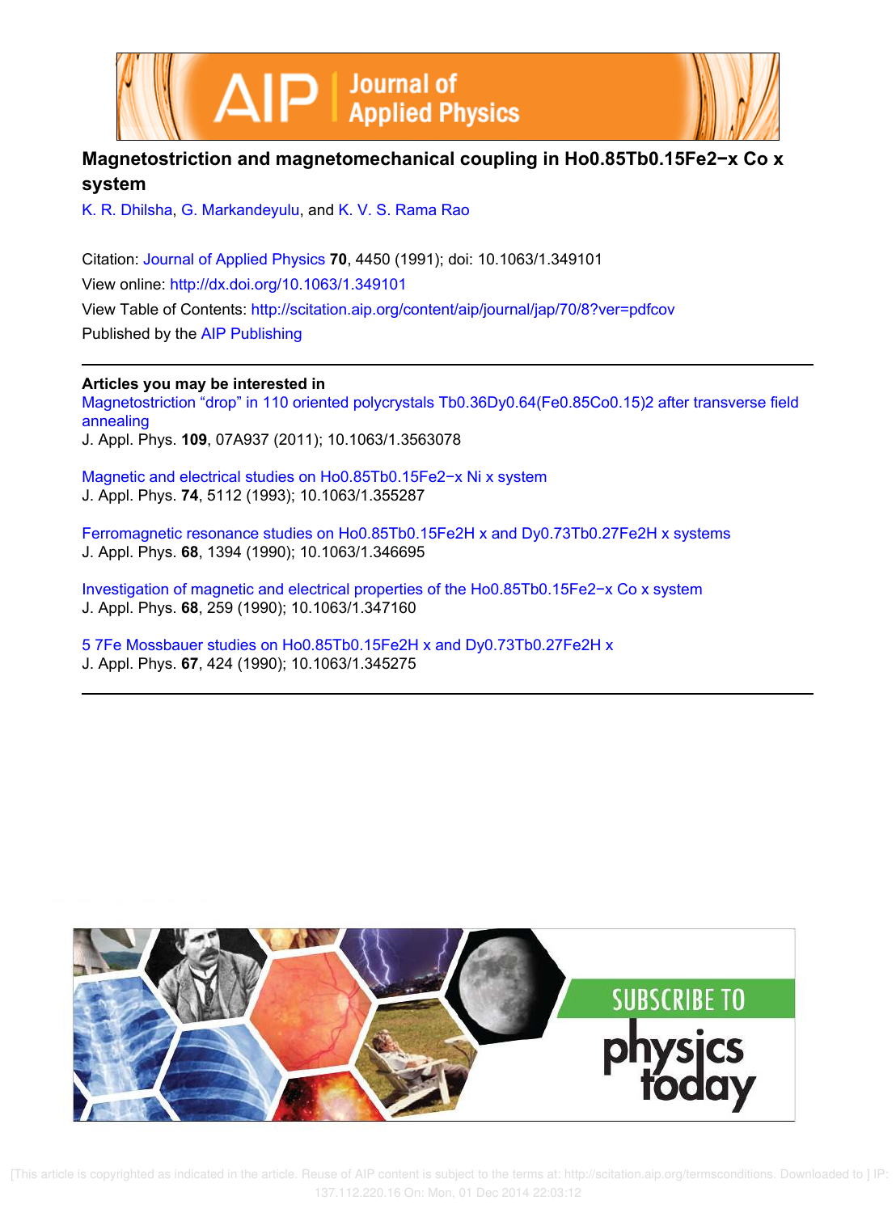# Magnetostriction and magnetomechanical coupling in $Ho_{0.85}Tb_{0.15}Fe_{2-x}Co_x$ system

K. R. Dhilsha, G. Markandeyulu, and K. V. S. Rama Rao

Citation: Journal of Applied Physics **70**, 4450 (1991); doi: 10.1063/1.349101

View online: http://dx.doi.org/10.1063/1.349101

View Table of Contents: http://scitation.aip.org/content/aip/journal/jap/70/8?ver=pdfcov

Published by the AIP Publishing

**Articles you may be interested in**

Magnetostriction "drop" in 110 oriented polycrystals $Tb_{0.36}Dy_{0.64}(Fe_{0.85}Co_{0.15})_2$ after transverse field annealing
J. Appl. Phys. **109**, 07A937 (2011); 10.1063/1.3563078

Magnetic and electrical studies on $Ho_{0.85}Tb_{0.15}Fe_{2-x}Ni_x$ system
J. Appl. Phys. **74**, 5112 (1993); 10.1063/1.355287

Ferromagnetic resonance studies on $Ho_{0.85}Tb_{0.15}Fe_2H_x$ and $Dy_{0.73}Tb_{0.27}Fe_2H_x$ systems
J. Appl. Phys. **68**, 1394 (1990); 10.1063/1.346695

Investigation of magnetic and electrical properties of the $Ho_{0.85}Tb_{0.15}Fe_{2-x}Co_x$ system
J. Appl. Phys. **68**, 259 (1990); 10.1063/1.347160

$^{57}Fe$ Mossbauer studies on $Ho_{0.85}Tb_{0.15}Fe_2H_x$ and $Dy_{0.73}Tb_{0.27}Fe_2H_x$
J. Appl. Phys. **67**, 424 (1990); 10.1063/1.345275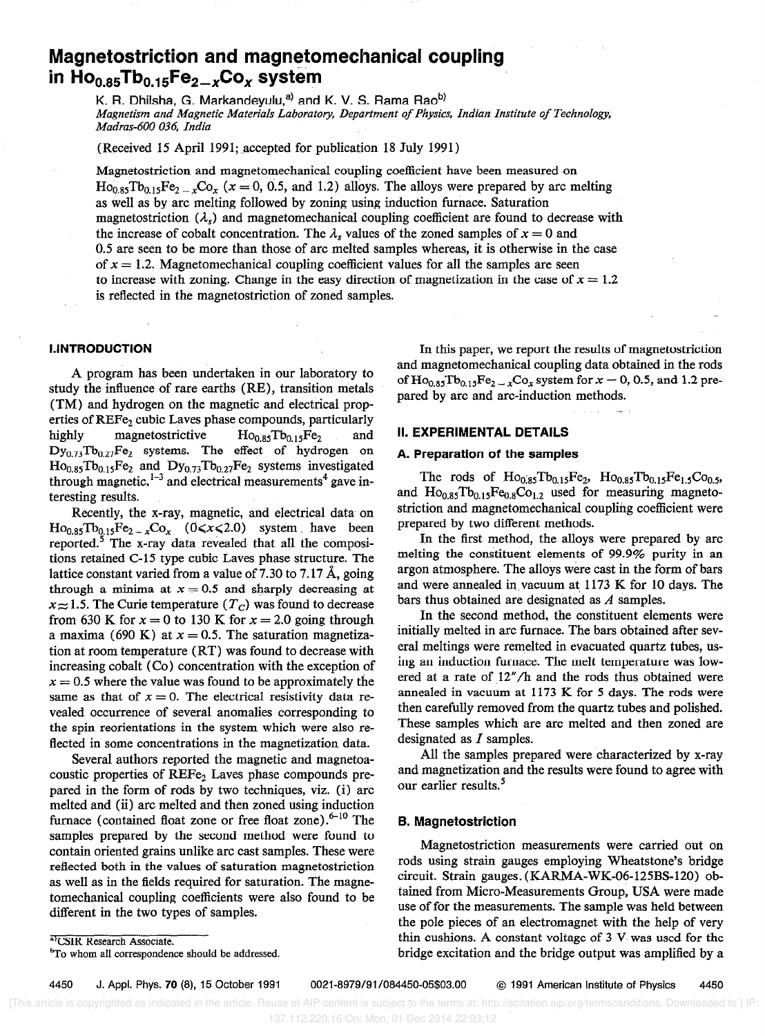# Magnetostriction and magnetomechanical coupling in $Ho_{0.85}Tb_{0.15}Fe_{2-x}Co_x$ system

K. R. Dhilsha, G. Markandeyulu,[a] and K. V. S. Rama Rao[b]

*Magnetism and Magnetic Materials Laboratory, Department of Physics, Indian Institute of Technology, Madras-600 036, India*

(Received 15 April 1991; accepted for publication 18 July 1991)

Magnetostriction and magnetomechanical coupling coefficient have been measured on $Ho_{0.85}Tb_{0.15}Fe_{2-x}Co_x$ ($x = 0$, 0.5, and 1.2) alloys. The alloys were prepared by arc melting as well as by arc melting followed by zoning using induction furnace. Saturation magnetostriction ($\lambda_s$) and magnetomechanical coupling coefficient are found to decrease with the increase of cobalt concentration. The $\lambda_s$ values of the zoned samples of $x = 0$ and 0.5 are seen to be more than those of arc melted samples whereas, it is otherwise in the case of $x = 1.2$. Magnetomechanical coupling coefficient values for all the samples are seen to increase with zoning. Change in the easy direction of magnetization in the case of $x = 1.2$ is reflected in the magnetostriction of zoned samples.

## I. INTRODUCTION

A program has been undertaken in our laboratory to study the influence of rare earths (RE), transition metals (TM) and hydrogen on the magnetic and electrical properties of $REFe_2$ cubic Laves phase compounds, particularly highly magnetostrictive $Ho_{0.85}Tb_{0.15}Fe_2$ and $Dy_{0.73}Tb_{0.27}Fe_2$ systems. The effect of hydrogen on $Ho_{0.85}Tb_{0.15}Fe_2$ and $Dy_{0.73}Tb_{0.27}Fe_2$ systems investigated through magnetic,[1-3] and electrical measurements[4] gave interesting results.

Recently, the x-ray, magnetic, and electrical data on $Ho_{0.85}Tb_{0.15}Fe_{2-x}Co_x$ ($0 \leqslant x \leqslant 2.0$) system have been reported.[5] The x-ray data revealed that all the compositions retained C-15 type cubic Laves phase structure. The lattice constant varied from a value of 7.30 to 7.17 Å, going through a minima at $x = 0.5$ and sharply decreasing at $x \approx 1.5$. The Curie temperature ($T_C$) was found to decrease from 630 K for $x = 0$ to 130 K for $x = 2.0$ going through a maxima (690 K) at $x = 0.5$. The saturation magnetization at room temperature (RT) was found to decrease with increasing cobalt (Co) concentration with the exception of $x = 0.5$ where the value was found to be approximately the same as that of $x = 0$. The electrical resistivity data revealed occurrence of several anomalies corresponding to the spin reorientations in the system which were also reflected in some concentrations in the magnetization data.

Several authors reported the magnetic and magnetoacoustic properties of $REFe_2$ Laves phase compounds prepared in the form of rods by two techniques, viz. (i) arc melted and (ii) arc melted and then zoned using induction furnace (contained float zone or free float zone).[6-10] The samples prepared by the second method were found to contain oriented grains unlike arc cast samples. These were reflected both in the values of saturation magnetostriction as well as in the fields required for saturation. The magnetomechanical coupling coefficients were also found to be different in the two types of samples.

In this paper, we report the results of magnetostriction and magnetomechanical coupling data obtained in the rods of $Ho_{0.85}Tb_{0.15}Fe_{2-x}Co_x$ system for $x = 0$, 0.5, and 1.2 prepared by arc and arc-induction methods.

## II. EXPERIMENTAL DETAILS

### A. Preparation of the samples

The rods of $Ho_{0.85}Tb_{0.15}Fe_2$, $Ho_{0.85}Tb_{0.15}Fe_{1.5}Co_{0.5}$, and $Ho_{0.85}Tb_{0.15}Fe_{0.8}Co_{1.2}$ used for measuring magnetostriction and magnetomechanical coupling coefficient were prepared by two different methods.

In the first method, the alloys were prepared by arc melting the constituent elements of 99.9% purity in an argon atmosphere. The alloys were cast in the form of bars and were annealed in vacuum at 1173 K for 10 days. The bars thus obtained are designated as *A* samples.

In the second method, the constituent elements were initially melted in arc furnace. The bars obtained after several meltings were remelted in evacuated quartz tubes, using an induction furnace. The melt temperature was lowered at a rate of 12"/h and the rods thus obtained were annealed in vacuum at 1173 K for 5 days. The rods were then carefully removed from the quartz tubes and polished. These samples which are arc melted and then zoned are designated as *I* samples.

All the samples prepared were characterized by x-ray and magnetization and the results were found to agree with our earlier results.[5]

### B. Magnetostriction

Magnetostriction measurements were carried out on rods using strain gauges employing Wheatstone's bridge circuit. Strain gauges (KARMA-WK-06-125BS-120) obtained from Micro-Measurements Group, USA were made use of for the measurements. The sample was held between the pole pieces of an electromagnet with the help of very thin cushions. A constant voltage of 3 V was used for the bridge excitation and the bridge output was amplified by a

---

[a] CSIR Research Associate.

[b] To whom all correspondence should be addressed.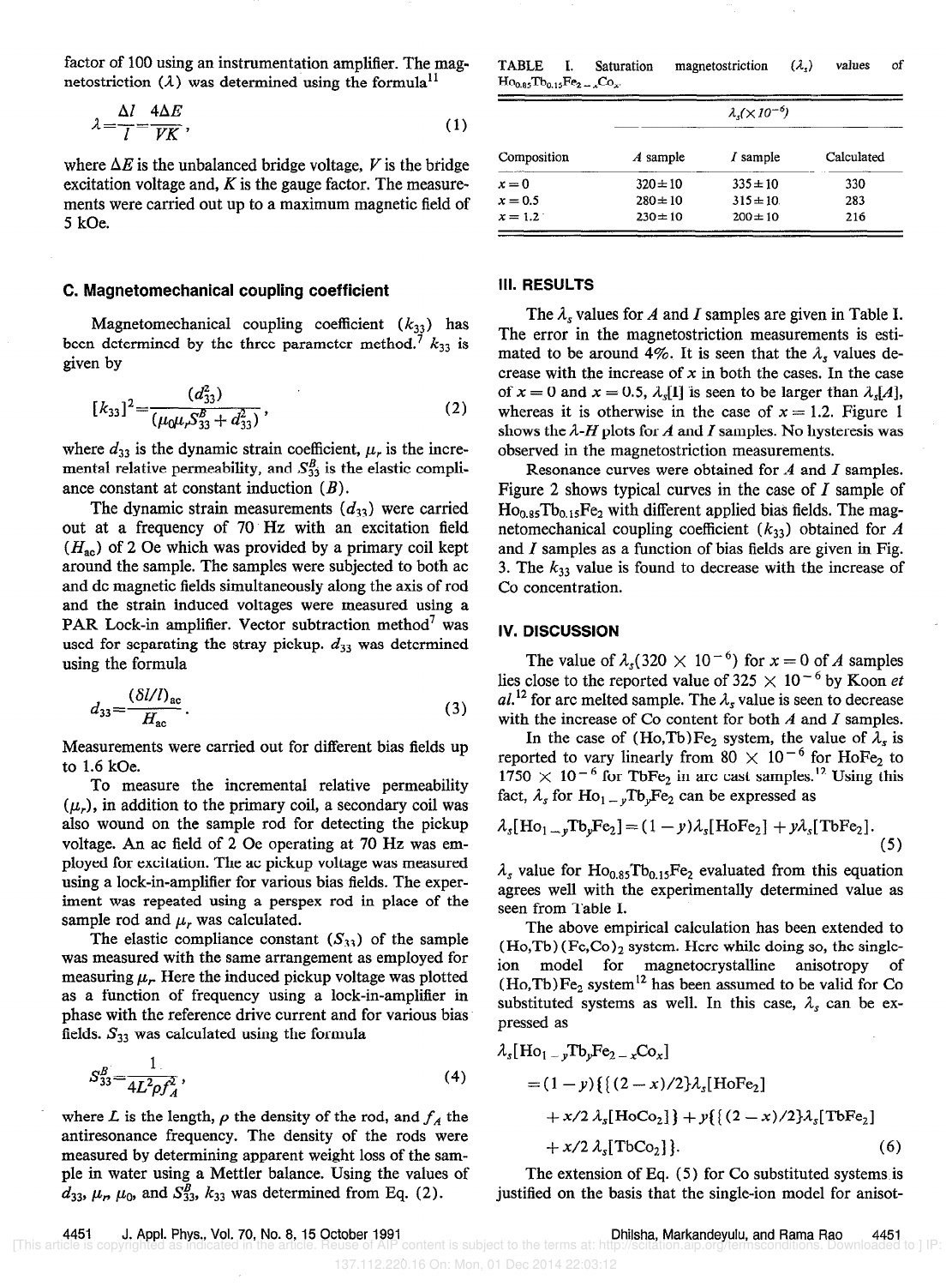factor of 100 using an instrumentation amplifier. The magnetostriction ($\lambda$) was determined using the formula[11]

$$\lambda = \frac{\Delta l}{l} = \frac{4\Delta E}{VK}, \tag{1}$$

where $\Delta E$ is the unbalanced bridge voltage, $V$ is the bridge excitation voltage and, $K$ is the gauge factor. The measurements were carried out up to a maximum magnetic field of 5 kOe.

### C. Magnetomechanical coupling coefficient

Magnetomechanical coupling coefficient ($k_{33}$) has been determined by the three parameter method.[7] $k_{33}$ is given by

$$[k_{33}]^2 = \frac{(d_{33}^2)}{(\mu_0 \mu_r S_{33}^B + d_{33}^2)}, \tag{2}$$

where $d_{33}$ is the dynamic strain coefficient, $\mu_r$ is the incremental relative permeability, and $S_{33}^B$ is the elastic compliance constant at constant induction ($B$).

The dynamic strain measurements ($d_{33}$) were carried out at a frequency of 70 Hz with an excitation field ($H_{ac}$) of 2 Oe which was provided by a primary coil kept around the sample. The samples were subjected to both ac and dc magnetic fields simultaneously along the axis of rod and the strain induced voltages were measured using a PAR Lock-in amplifier. Vector subtraction method[7] was used for separating the stray pickup. $d_{33}$ was determined using the formula

$$d_{33} = \frac{(\delta l/l)_{ac}}{H_{ac}}. \tag{3}$$

Measurements were carried out for different bias fields up to 1.6 kOe.

To measure the incremental relative permeability ($\mu_r$), in addition to the primary coil, a secondary coil was also wound on the sample rod for detecting the pickup voltage. An ac field of 2 Oe operating at 70 Hz was employed for excitation. The ac pickup voltage was measured using a lock-in-amplifier for various bias fields. The experiment was repeated using a perspex rod in place of the sample rod and $\mu_r$ was calculated.

The elastic compliance constant ($S_{33}$) of the sample was measured with the same arrangement as employed for measuring $\mu_r$. Here the induced pickup voltage was plotted as a function of frequency using a lock-in-amplifier in phase with the reference drive current and for various bias fields. $S_{33}$ was calculated using the formula

$$S_{33}^B = \frac{1}{4L^2 \rho f_A^2}, \tag{4}$$

where $L$ is the length, $\rho$ the density of the rod, and $f_A$ the antiresonance frequency. The density of the rods were measured by determining apparent weight loss of the sample in water using a Mettler balance. Using the values of $d_{33}$, $\mu_r$, $\mu_0$, and $S_{33}^B$, $k_{33}$ was determined from Eq. (2).

TABLE I. Saturation magnetostriction ($\lambda_s$) values of $Ho_{0.85}Tb_{0.15}Fe_{2-x}Co_x$.

| | $\lambda_s (\times 10^{-6})$ | | |
|---|---|---|---|
| Composition | *A* sample | *I* sample | Calculated |
| $x=0$ | $320 \pm 10$ | $335 \pm 10$ | 330 |
| $x=0.5$ | $280 \pm 10$ | $315 \pm 10$ | 283 |
| $x=1.2$ | $230 \pm 10$ | $200 \pm 10$ | 216 |

## III. RESULTS

The $\lambda_s$ values for *A* and *I* samples are given in Table I. The error in the magnetostriction measurements is estimated to be around 4%. It is seen that the $\lambda_s$ values decrease with the increase of $x$ in both the cases. In the case of $x=0$ and $x=0.5$, $\lambda_s[I]$ is seen to be larger than $\lambda_s[A]$, whereas it is otherwise in the case of $x=1.2$. Figure 1 shows the $\lambda$-$H$ plots for *A* and *I* samples. No hysteresis was observed in the magnetostriction measurements.

Resonance curves were obtained for *A* and *I* samples. Figure 2 shows typical curves in the case of *I* sample of $Ho_{0.85}Tb_{0.15}Fe_2$ with different applied bias fields. The magnetomechanical coupling coefficient ($k_{33}$) obtained for *A* and *I* samples as a function of bias fields are given in Fig. 3. The $k_{33}$ value is found to decrease with the increase of Co concentration.

## IV. DISCUSSION

The value of $\lambda_s (320 \times 10^{-6})$ for $x=0$ of *A* samples lies close to the reported value of $325 \times 10^{-6}$ by Koon *et al.*[12] for arc melted sample. The $\lambda_s$ value is seen to decrease with the increase of Co content for both *A* and *I* samples.

In the case of $(Ho,Tb)Fe_2$ system, the value of $\lambda_s$ is reported to vary linearly from $80 \times 10^{-6}$ for $HoFe_2$ to $1750 \times 10^{-6}$ for $TbFe_2$ in arc cast samples.[12] Using this fact, $\lambda_s$ for $Ho_{1-y}Tb_yFe_2$ can be expressed as

$$\lambda_s[Ho_{1-y}Tb_yFe_2] = (1-y)\lambda_s[HoFe_2] + y\lambda_s[TbFe_2]. \tag{5}$$

$\lambda_s$ value for $Ho_{0.85}Tb_{0.15}Fe_2$ evaluated from this equation agrees well with the experimentally determined value as seen from Table I.

The above empirical calculation has been extended to $(Ho,Tb)(Fe,Co)_2$ system. Here while doing so, the single-ion model for magnetocrystalline anisotropy of $(Ho,Tb)Fe_2$ system[12] has been assumed to be valid for Co substituted systems as well. In this case, $\lambda_s$ can be expressed as

$$\begin{aligned}
\lambda_s[Ho_{1-y}Tb_yFe_{2-x}Co_x] &= (1-y)\{\{(2-x)/2\}\lambda_s[HoFe_2] \\
&\quad + x/2\,\lambda_s[HoCo_2]\} + y\{\{(2-x)/2\}\lambda_s[TbFe_2] \\
&\quad + x/2\,\lambda_s[TbCo_2]\}.
\end{aligned} \tag{6}$$

The extension of Eq. (5) for Co substituted systems is justified on the basis that the single-ion model for anisot-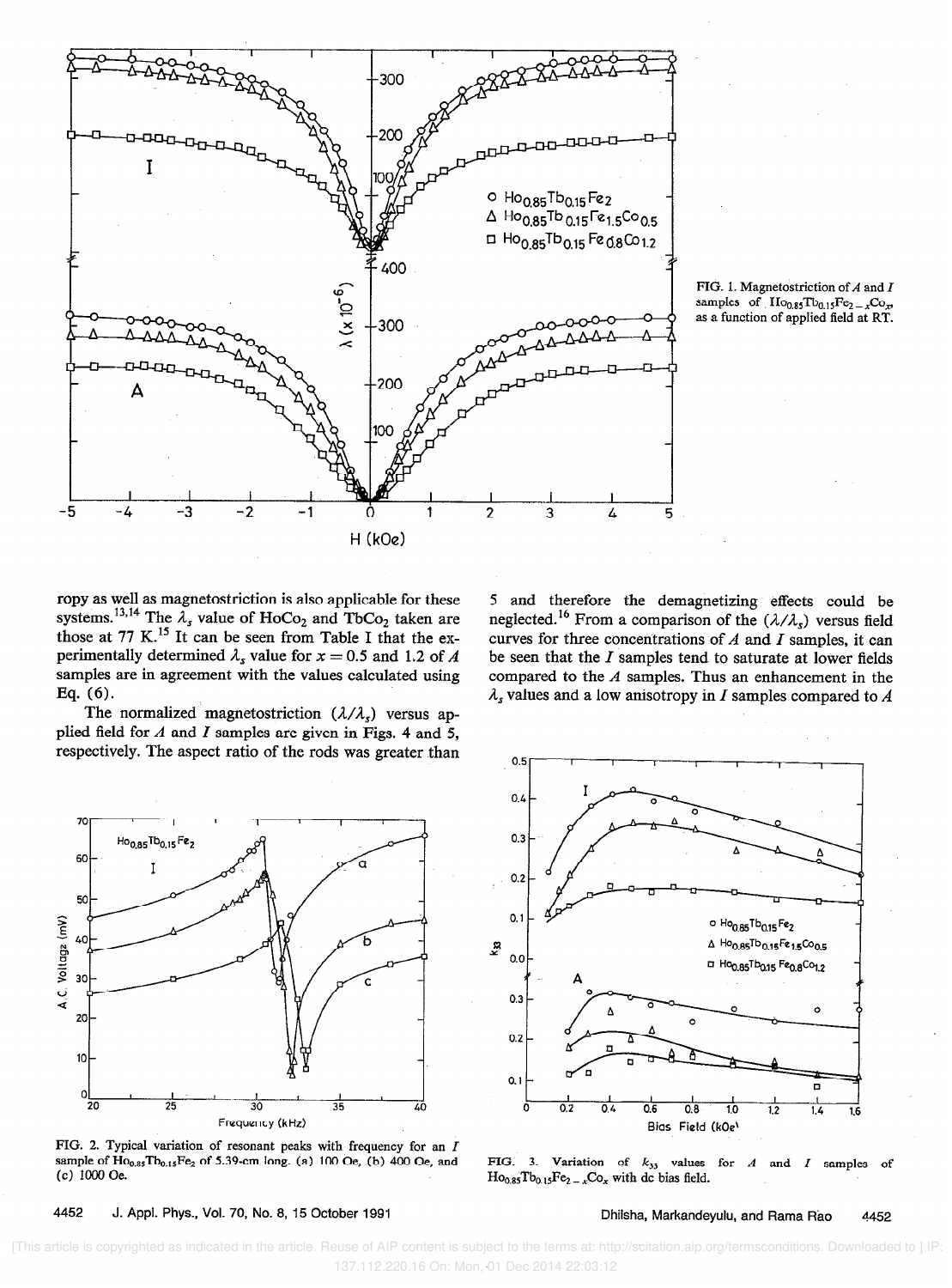FIG. 1. Magnetostriction of $A$ and $I$ samples of $Ho_{0.85}Tb_{0.15}Fe_{2-x}Co_x$ as a function of applied field at RT.

ropy as well as magnetostriction is also applicable for these systems.[13,14] The $\lambda_s$ value of $HoCo_2$ and $TbCo_2$ taken are those at 77 K.[15] It can be seen from Table I that the experimentally determined $\lambda_s$ value for $x = 0.5$ and 1.2 of $A$ samples are in agreement with the values calculated using Eq. (6).

The normalized magnetostriction ($\lambda/\lambda_s$) versus applied field for $A$ and $I$ samples are given in Figs. 4 and 5, respectively. The aspect ratio of the rods was greater than 5 and therefore the demagnetizing effects could be neglected.[16] From a comparison of the ($\lambda/\lambda_s$) versus field curves for three concentrations of $A$ and $I$ samples, it can be seen that the $I$ samples tend to saturate at lower fields compared to the $A$ samples. Thus an enhancement in the $\lambda_s$ values and a low anisotropy in $I$ samples compared to $A$

FIG. 2. Typical variation of resonant peaks with frequency for an $I$ sample of $Ho_{0.85}Tb_{0.15}Fe_2$ of 5.39-cm long. (a) 100 Oe, (b) 400 Oe, and (c) 1000 Oe.

FIG. 3. Variation of $k_{33}$ values for $A$ and $I$ samples of $Ho_{0.85}Tb_{0.15}Fe_{2-x}Co_x$ with dc bias field.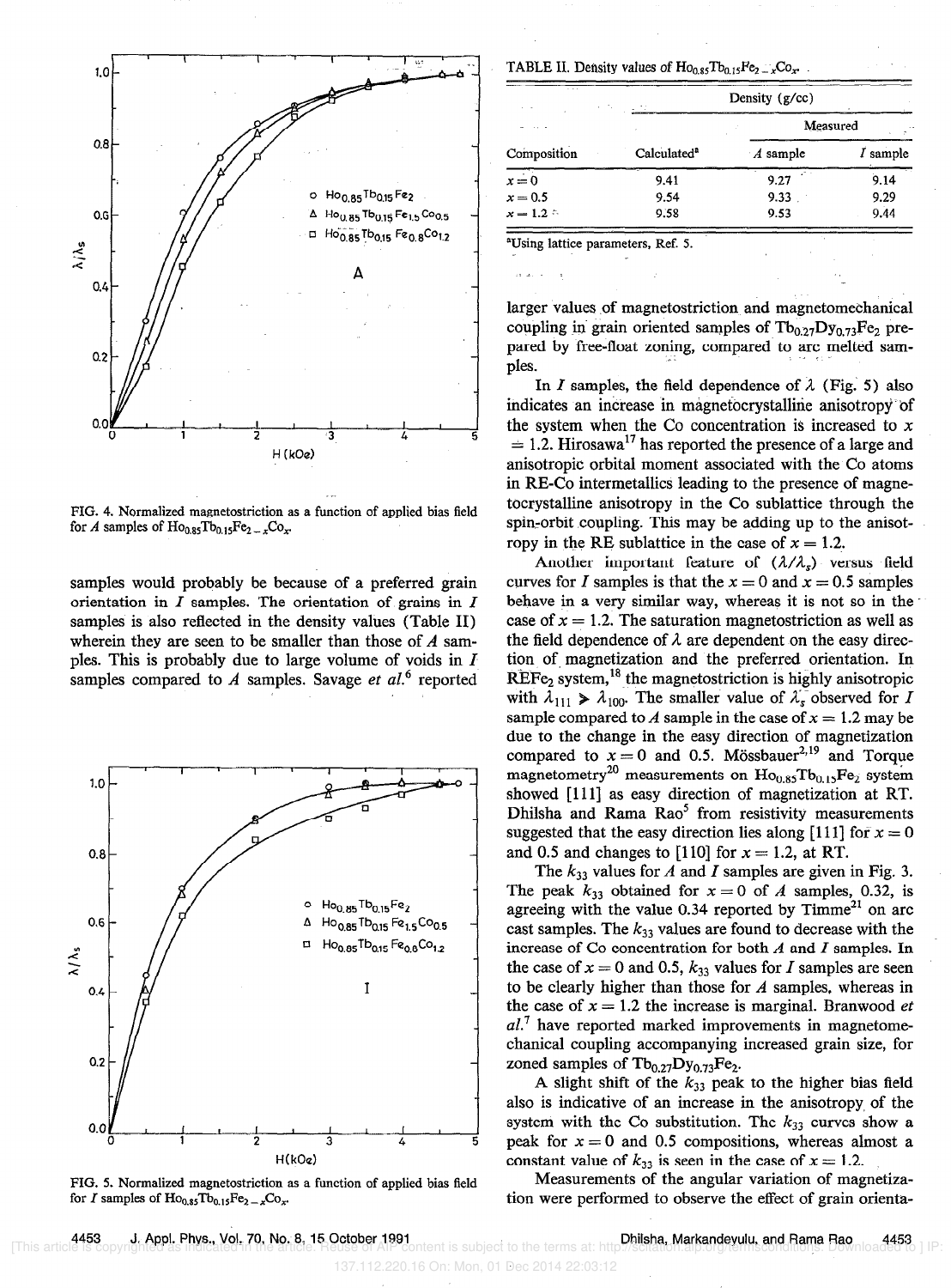FIG. 4. Normalized magnetostriction as a function of applied bias field for *A* samples of $Ho_{0.85}Tb_{0.15}Fe_{2-x}Co_x$.

samples would probably be because of a preferred grain orientation in *I* samples. The orientation of grains in *I* samples is also reflected in the density values (Table II) wherein they are seen to be smaller than those of *A* samples. This is probably due to large volume of voids in *I* samples compared to *A* samples. Savage *et al.*[6] reported

FIG. 5. Normalized magnetostriction as a function of applied bias field for *I* samples of $Ho_{0.85}Tb_{0.15}Fe_{2-x}Co_x$.

TABLE II. Density values of $Ho_{0.85}Tb_{0.15}Fe_{2-x}Co_x$.

| Composition | Density (g/cc) | | |
|---|---|---|---|
| | Calculated[a] | Measured | |
| | | *A* sample | *I* sample |
| $x=0$ | 9.41 | 9.27 | 9.14 |
| $x=0.5$ | 9.54 | 9.33 | 9.29 |
| $x=1.2$ | 9.58 | 9.53 | 9.44 |

[a]Using lattice parameters, Ref. 5.

larger values of magnetostriction and magnetomechanical coupling in grain oriented samples of $Tb_{0.27}Dy_{0.73}Fe_2$ prepared by free-float zoning, compared to arc melted samples.

In *I* samples, the field dependence of $\lambda$ (Fig. 5) also indicates an increase in magnetocrystalline anisotropy of the system when the Co concentration is increased to $x = 1.2$. Hirosawa[17] has reported the presence of a large and anisotropic orbital moment associated with the Co atoms in RE-Co intermetallics leading to the presence of magnetocrystalline anisotropy in the Co sublattice through the spin-orbit coupling. This may be adding up to the anisotropy in the RE sublattice in the case of $x = 1.2$.

Another important feature of $(\lambda/\lambda_s)$ versus field curves for *I* samples is that the $x = 0$ and $x = 0.5$ samples behave in a very similar way, whereas it is not so in the case of $x = 1.2$. The saturation magnetostriction as well as the field dependence of $\lambda$ are dependent on the easy direction of magnetization and the preferred orientation. In $REFe_2$ system,[18] the magnetostriction is highly anisotropic with $\lambda_{111} \gg \lambda_{100}$. The smaller value of $\lambda_s$ observed for *I* sample compared to *A* sample in the case of $x = 1.2$ may be due to the change in the easy direction of magnetization compared to $x = 0$ and 0.5. Mössbauer[2,19] and Torque magnetometry[20] measurements on $Ho_{0.85}Tb_{0.15}Fe_2$ system showed [111] as easy direction of magnetization at RT. Dhilsha and Rama Rao[5] from resistivity measurements suggested that the easy direction lies along [111] for $x = 0$ and 0.5 and changes to [110] for $x = 1.2$, at RT.

The $k_{33}$ values for *A* and *I* samples are given in Fig. 3. The peak $k_{33}$ obtained for $x = 0$ of *A* samples, 0.32, is agreeing with the value 0.34 reported by Timme[21] on arc cast samples. The $k_{33}$ values are found to decrease with the increase of Co concentration for both *A* and *I* samples. In the case of $x = 0$ and 0.5, $k_{33}$ values for *I* samples are seen to be clearly higher than those for *A* samples, whereas in the case of $x = 1.2$ the increase is marginal. Branwood *et al.*[7] have reported marked improvements in magnetomechanical coupling accompanying increased grain size, for zoned samples of $Tb_{0.27}Dy_{0.73}Fe_2$.

A slight shift of the $k_{33}$ peak to the higher bias field also is indicative of an increase in the anisotropy of the system with the Co substitution. The $k_{33}$ curves show a peak for $x = 0$ and 0.5 compositions, whereas almost a constant value of $k_{33}$ is seen in the case of $x = 1.2$.

Measurements of the angular variation of magnetization were performed to observe the effect of grain orienta-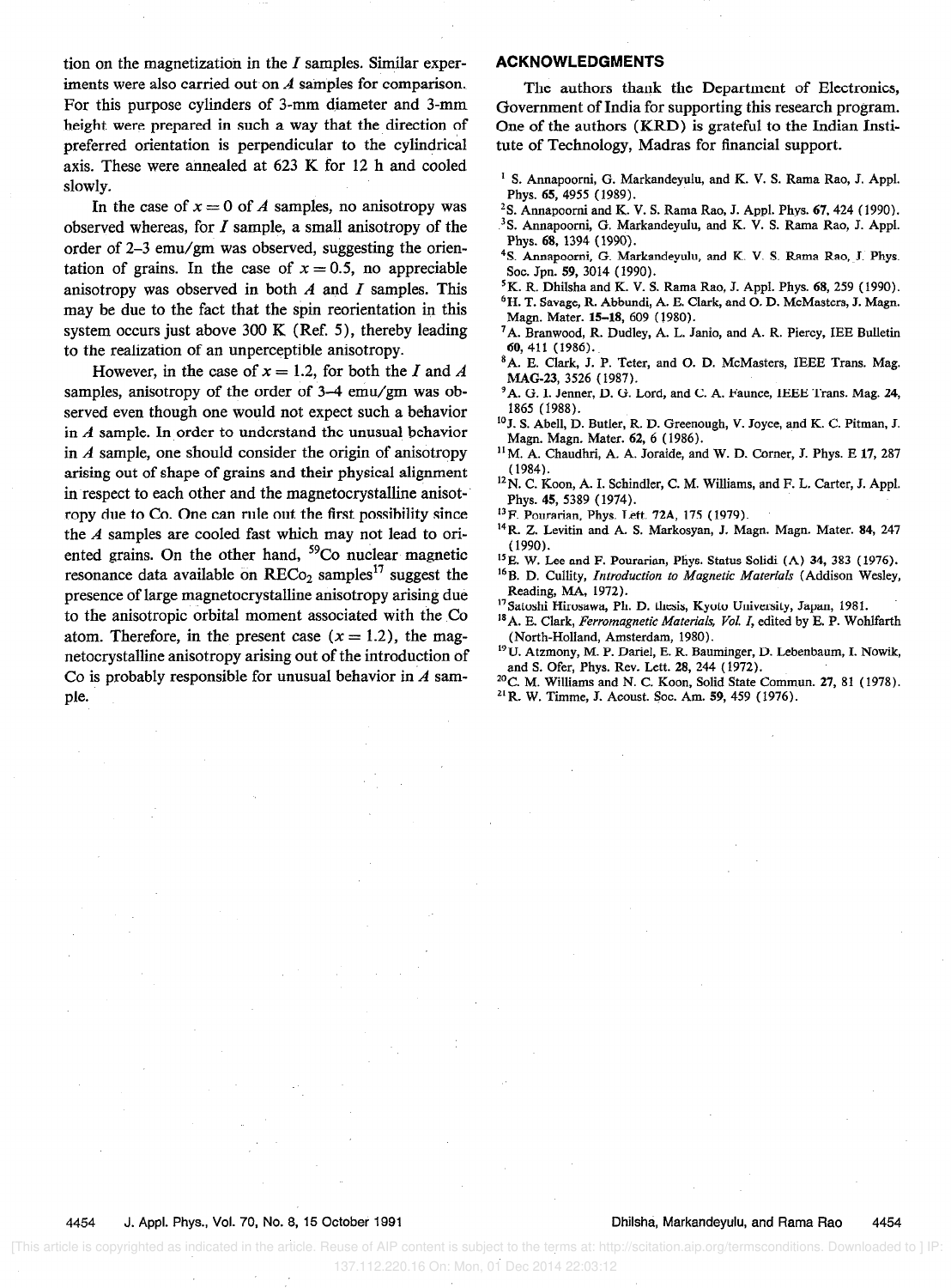tion on the magnetization in the *I* samples. Similar experiments were also carried out on *A* samples for comparison. For this purpose cylinders of 3-mm diameter and 3-mm height were prepared in such a way that the direction of preferred orientation is perpendicular to the cylindrical axis. These were annealed at 623 K for 12 h and cooled slowly.

In the case of $x = 0$ of *A* samples, no anisotropy was observed whereas, for *I* sample, a small anisotropy of the order of 2–3 emu/gm was observed, suggesting the orientation of grains. In the case of $x = 0.5$, no appreciable anisotropy was observed in both *A* and *I* samples. This may be due to the fact that the spin reorientation in this system occurs just above 300 K (Ref. 5), thereby leading to the realization of an unperceptible anisotropy.

However, in the case of $x = 1.2$, for both the *I* and *A* samples, anisotropy of the order of 3–4 emu/gm was observed even though one would not expect such a behavior in *A* sample. In order to understand the unusual behavior in *A* sample, one should consider the origin of anisotropy arising out of shape of grains and their physical alignment in respect to each other and the magnetocrystalline anisotropy due to Co. One can rule out the first possibility since the *A* samples are cooled fast which may not lead to oriented grains. On the other hand, $^{59}$Co nuclear magnetic resonance data available on $RECo_2$ samples[17] suggest the presence of large magnetocrystalline anisotropy arising due to the anisotropic orbital moment associated with the Co atom. Therefore, in the present case ($x = 1.2$), the magnetocrystalline anisotropy arising out of the introduction of Co is probably responsible for unusual behavior in *A* sample.

## ACKNOWLEDGMENTS

The authors thank the Department of Electronics, Government of India for supporting this research program. One of the authors (KRD) is grateful to the Indian Institute of Technology, Madras for financial support.

[1] S. Annapoorni, G. Markandeyulu, and K. V. S. Rama Rao, J. Appl. Phys. **65**, 4955 (1989).
[2] S. Annapoorni and K. V. S. Rama Rao, J. Appl. Phys. **67**, 424 (1990).
[3] S. Annapoorni, G. Markandeyulu, and K. V. S. Rama Rao, J. Appl. Phys. **68**, 1394 (1990).
[4] S. Annapoorni, G. Markandeyulu, and K. V. S. Rama Rao, J. Phys. Soc. Jpn. **59**, 3014 (1990).
[5] K. R. Dhilsha and K. V. S. Rama Rao, J. Appl. Phys. **68**, 259 (1990).
[6] H. T. Savage, R. Abbundi, A. E. Clark, and O. D. McMasters, J. Magn. Magn. Mater. **15–18**, 609 (1980).
[7] A. Branwood, R. Dudley, A. L. Janio, and A. R. Piercy, IEE Bulletin **60**, 411 (1986).
[8] A. E. Clark, J. P. Teter, and O. D. McMasters, IEEE Trans. Mag. **MAG-23**, 3526 (1987).
[9] A. G. I. Jenner, D. G. Lord, and C. A. Faunce, IEEE Trans. Mag. **24**, 1865 (1988).
[10] J. S. Abell, D. Butler, R. D. Greenough, V. Joyce, and K. C. Pitman, J. Magn. Magn. Mater. **62**, 6 (1986).
[11] M. A. Chaudhri, A. A. Joraide, and W. D. Corner, J. Phys. E **17**, 287 (1984).
[12] N. C. Koon, A. I. Schindler, C. M. Williams, and F. L. Carter, J. Appl. Phys. **45**, 5389 (1974).
[13] F. Pourarian, Phys. Lett. **72A**, 175 (1979).
[14] R. Z. Levitin and A. S. Markosyan, J. Magn. Magn. Mater. **84**, 247 (1990).
[15] E. W. Lee and F. Pourarian, Phys. Status Solidi (A) **34**, 383 (1976).
[16] B. D. Cullity, *Introduction to Magnetic Materials* (Addison Wesley, Reading, MA, 1972).
[17] Satoshi Hirosawa, Ph. D. thesis, Kyoto University, Japan, 1981.
[18] A. E. Clark, *Ferromagnetic Materials, Vol. I*, edited by E. P. Wohlfarth (North-Holland, Amsterdam, 1980).
[19] U. Atzmony, M. P. Dariel, E. R. Bauminger, D. Lebenbaum, I. Nowik, and S. Ofer, Phys. Rev. Lett. **28**, 244 (1972).
[20] C. M. Williams and N. C. Koon, Solid State Commun. **27**, 81 (1978).
[21] R. W. Timme, J. Acoust. Soc. Am. **59**, 459 (1976).